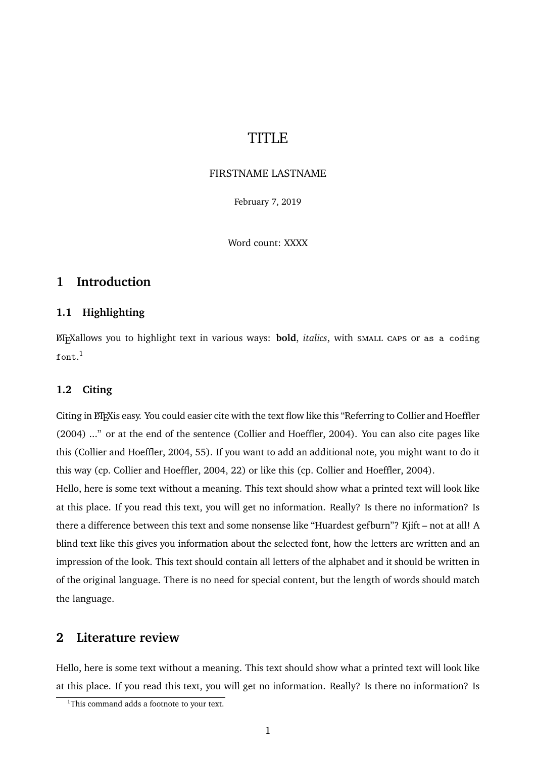# TITLE

FIRSTNAME LASTNAME

February 7, 2019

Word count: XXXX

## 1 Introduction

### 1.1 Highlighting

LaTeXallows you to highlight text in various ways: **bold**, *italics*, with SMALL CAPS or `as a coding font`.[1]

### 1.2 Citing

Citing in LaTeXis easy. You could easier cite with the text flow like this "Referring to Collier and Hoeffler (2004) ..." or at the end of the sentence (Collier and Hoeffler, 2004). You can also cite pages like this (Collier and Hoeffler, 2004, 55). If you want to add an additional note, you might want to do it this way (cp. Collier and Hoeffler, 2004, 22) or like this (cp. Collier and Hoeffler, 2004).

Hello, here is some text without a meaning. This text should show what a printed text will look like at this place. If you read this text, you will get no information. Really? Is there no information? Is there a difference between this text and some nonsense like "Huardest gefburn"? Kjift – not at all! A blind text like this gives you information about the selected font, how the letters are written and an impression of the look. This text should contain all letters of the alphabet and it should be written in of the original language. There is no need for special content, but the length of words should match the language.

## 2 Literature review

Hello, here is some text without a meaning. This text should show what a printed text will look like at this place. If you read this text, you will get no information. Really? Is there no information? Is

[1]This command adds a footnote to your text.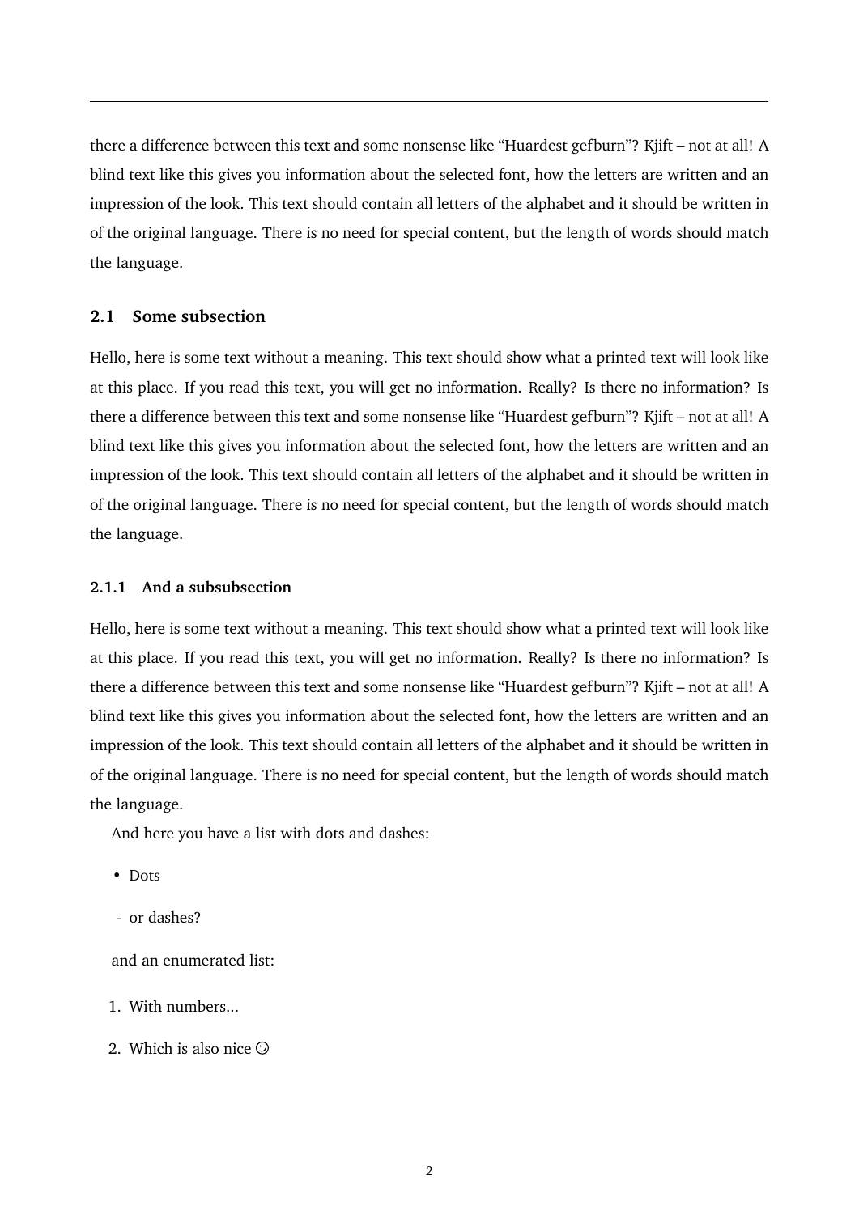there a difference between this text and some nonsense like "Huardest gefburn"? Kjift – not at all! A blind text like this gives you information about the selected font, how the letters are written and an impression of the look. This text should contain all letters of the alphabet and it should be written in of the original language. There is no need for special content, but the length of words should match the language.

## 2.1 Some subsection

Hello, here is some text without a meaning. This text should show what a printed text will look like at this place. If you read this text, you will get no information. Really? Is there no information? Is there a difference between this text and some nonsense like "Huardest gefburn"? Kjift – not at all! A blind text like this gives you information about the selected font, how the letters are written and an impression of the look. This text should contain all letters of the alphabet and it should be written in of the original language. There is no need for special content, but the length of words should match the language.

### 2.1.1 And a subsubsection

Hello, here is some text without a meaning. This text should show what a printed text will look like at this place. If you read this text, you will get no information. Really? Is there no information? Is there a difference between this text and some nonsense like "Huardest gefburn"? Kjift – not at all! A blind text like this gives you information about the selected font, how the letters are written and an impression of the look. This text should contain all letters of the alphabet and it should be written in of the original language. There is no need for special content, but the length of words should match the language.

And here you have a list with dots and dashes:

- Dots
- or dashes?

and an enumerated list:

1. With numbers...
2. Which is also nice ☺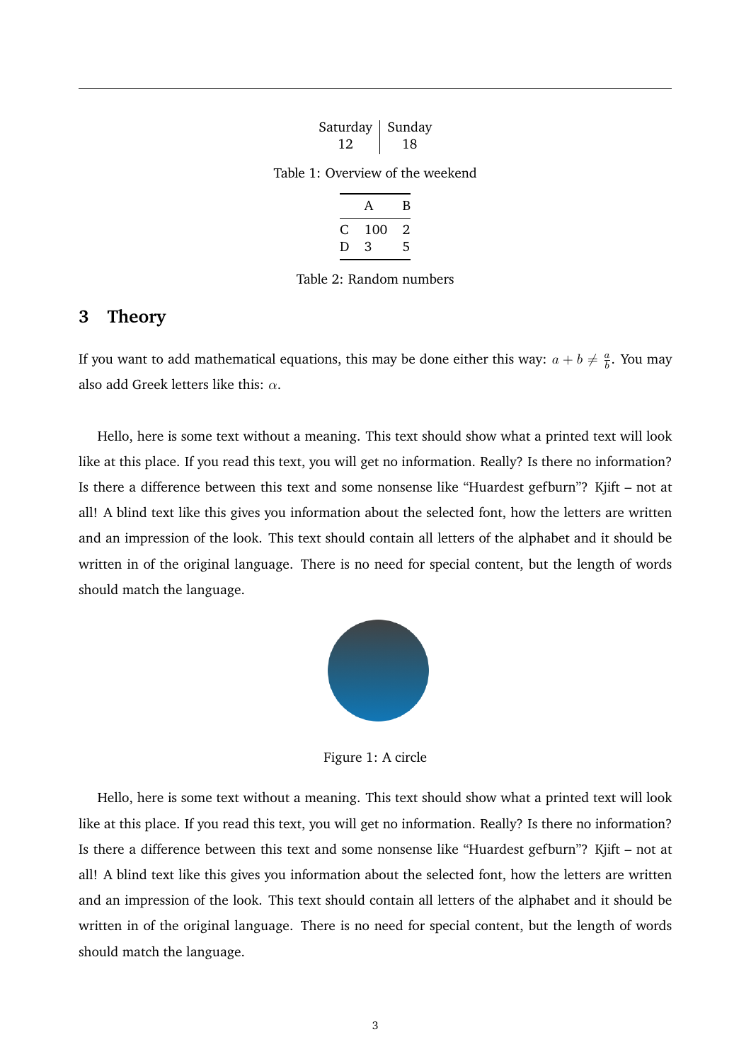| Saturday | Sunday |
|---|---|
| 12 | 18 |

Table 1: Overview of the weekend

| | A | B |
|---|---|---|
| C | 100 | 2 |
| D | 3 | 5 |

Table 2: Random numbers

## 3 Theory

If you want to add mathematical equations, this may be done either this way: $a + b \neq \frac{a}{b}$. You may also add Greek letters like this: $\alpha$.

Hello, here is some text without a meaning. This text should show what a printed text will look like at this place. If you read this text, you will get no information. Really? Is there no information? Is there a difference between this text and some nonsense like "Huardest gefburn"? Kjift – not at all! A blind text like this gives you information about the selected font, how the letters are written and an impression of the look. This text should contain all letters of the alphabet and it should be written in of the original language. There is no need for special content, but the length of words should match the language.

Figure 1: A circle

Hello, here is some text without a meaning. This text should show what a printed text will look like at this place. If you read this text, you will get no information. Really? Is there no information? Is there a difference between this text and some nonsense like "Huardest gefburn"? Kjift – not at all! A blind text like this gives you information about the selected font, how the letters are written and an impression of the look. This text should contain all letters of the alphabet and it should be written in of the original language. There is no need for special content, but the length of words should match the language.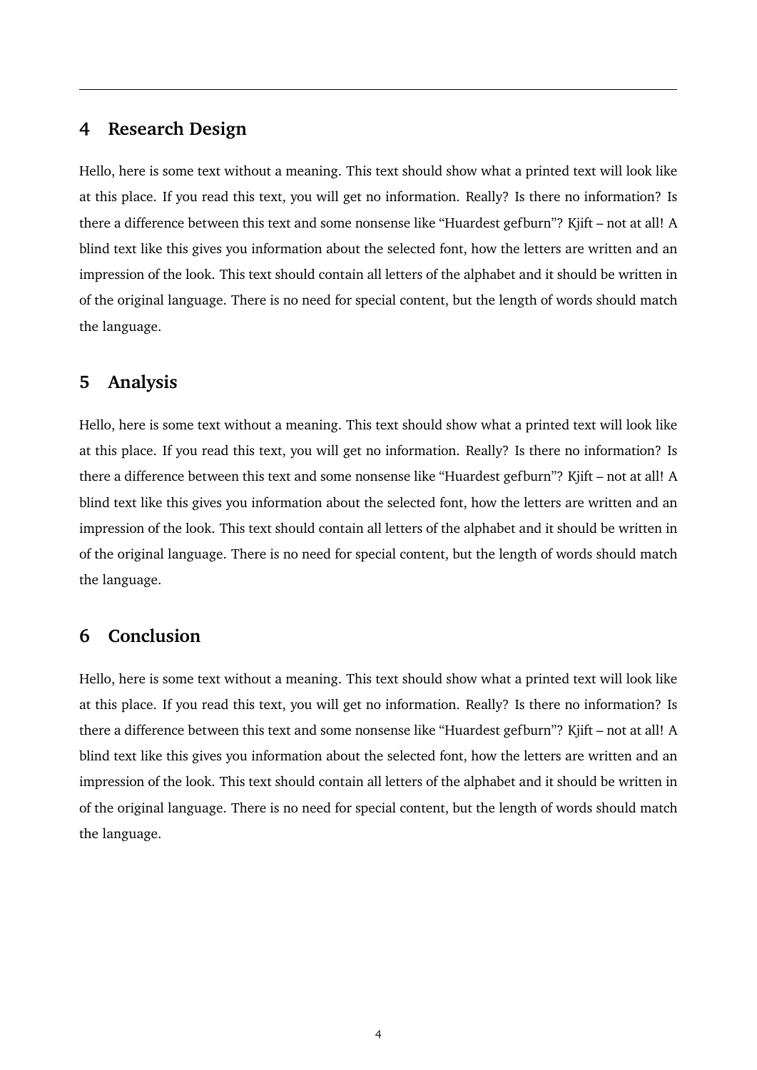## 4 Research Design

Hello, here is some text without a meaning. This text should show what a printed text will look like at this place. If you read this text, you will get no information. Really? Is there no information? Is there a difference between this text and some nonsense like “Huardest gefburn”? Kjift – not at all! A blind text like this gives you information about the selected font, how the letters are written and an impression of the look. This text should contain all letters of the alphabet and it should be written in of the original language. There is no need for special content, but the length of words should match the language.

## 5 Analysis

Hello, here is some text without a meaning. This text should show what a printed text will look like at this place. If you read this text, you will get no information. Really? Is there no information? Is there a difference between this text and some nonsense like “Huardest gefburn”? Kjift – not at all! A blind text like this gives you information about the selected font, how the letters are written and an impression of the look. This text should contain all letters of the alphabet and it should be written in of the original language. There is no need for special content, but the length of words should match the language.

## 6 Conclusion

Hello, here is some text without a meaning. This text should show what a printed text will look like at this place. If you read this text, you will get no information. Really? Is there no information? Is there a difference between this text and some nonsense like “Huardest gefburn”? Kjift – not at all! A blind text like this gives you information about the selected font, how the letters are written and an impression of the look. This text should contain all letters of the alphabet and it should be written in of the original language. There is no need for special content, but the length of words should match the language.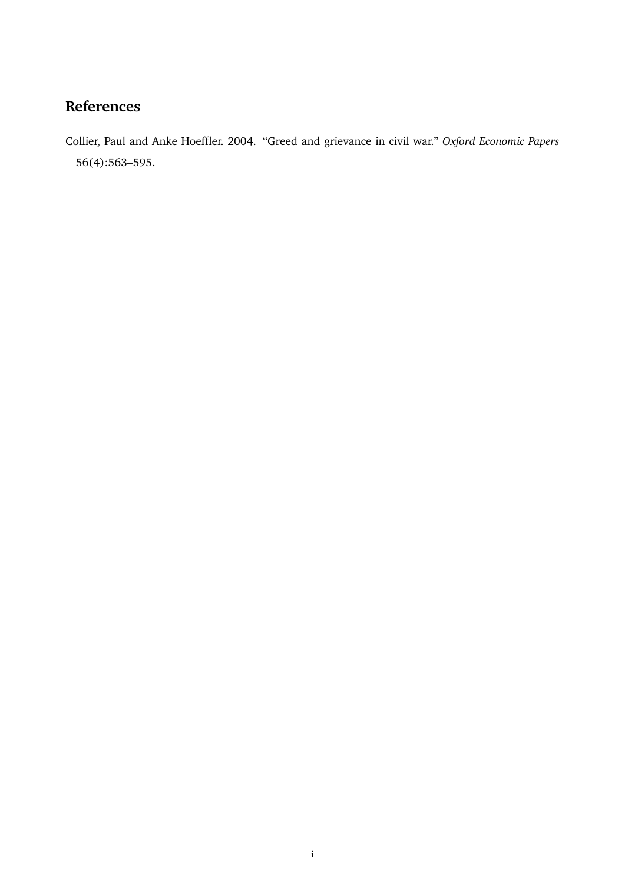## References

Collier, Paul and Anke Hoeffler. 2004. "Greed and grievance in civil war." *Oxford Economic Papers* 56(4):563–595.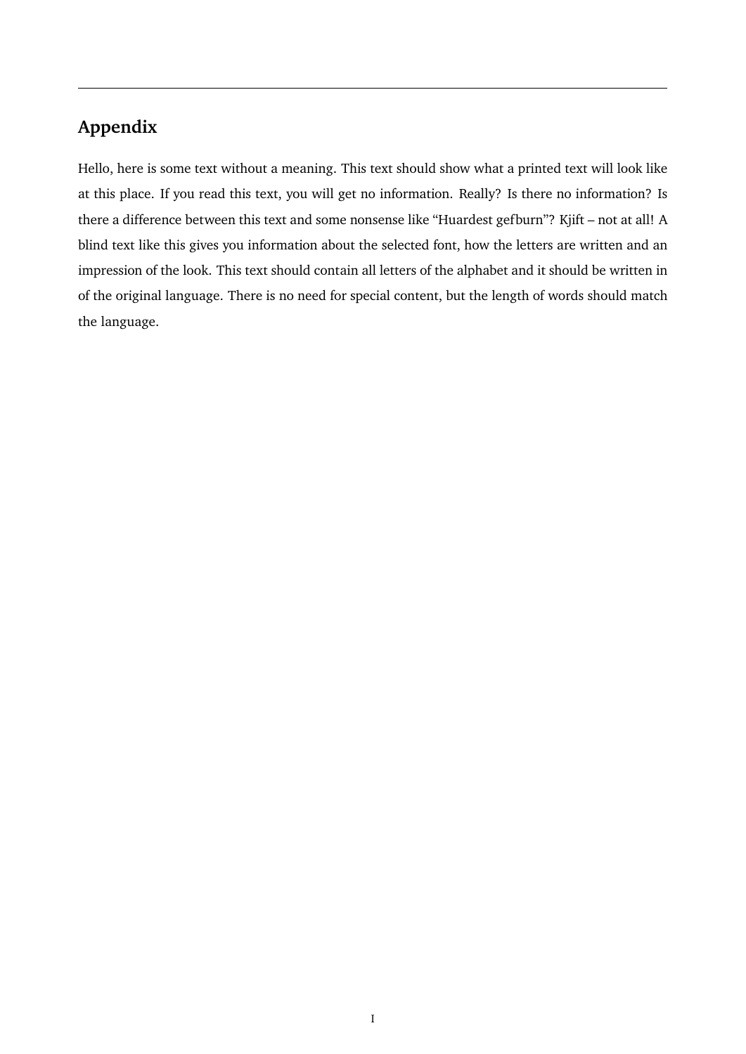# Appendix

Hello, here is some text without a meaning. This text should show what a printed text will look like at this place. If you read this text, you will get no information. Really? Is there no information? Is there a difference between this text and some nonsense like "Huardest gefburn"? Kjift – not at all! A blind text like this gives you information about the selected font, how the letters are written and an impression of the look. This text should contain all letters of the alphabet and it should be written in of the original language. There is no need for special content, but the length of words should match the language.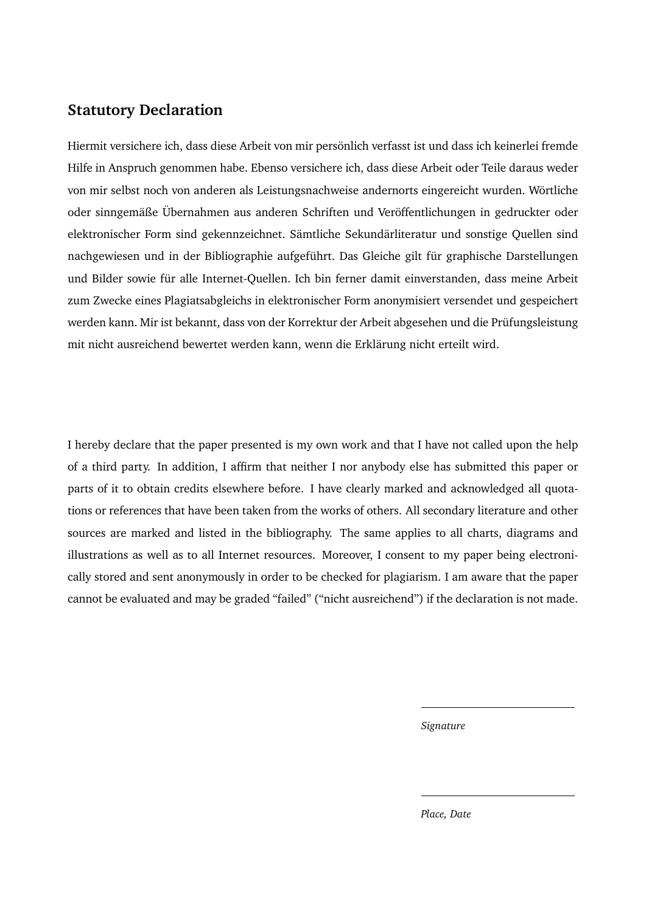## Statutory Declaration

Hiermit versichere ich, dass diese Arbeit von mir persönlich verfasst ist und dass ich keinerlei fremde Hilfe in Anspruch genommen habe. Ebenso versichere ich, dass diese Arbeit oder Teile daraus weder von mir selbst noch von anderen als Leistungsnachweise andernorts eingereicht wurden. Wörtliche oder sinngemäße Übernahmen aus anderen Schriften und Veröffentlichungen in gedruckter oder elektronischer Form sind gekennzeichnet. Sämtliche Sekundärliteratur und sonstige Quellen sind nachgewiesen und in der Bibliographie aufgeführt. Das Gleiche gilt für graphische Darstellungen und Bilder sowie für alle Internet-Quellen. Ich bin ferner damit einverstanden, dass meine Arbeit zum Zwecke eines Plagiatsabgleichs in elektronischer Form anonymisiert versendet und gespeichert werden kann. Mir ist bekannt, dass von der Korrektur der Arbeit abgesehen und die Prüfungsleistung mit nicht ausreichend bewertet werden kann, wenn die Erklärung nicht erteilt wird.

I hereby declare that the paper presented is my own work and that I have not called upon the help of a third party. In addition, I affirm that neither I nor anybody else has submitted this paper or parts of it to obtain credits elsewhere before. I have clearly marked and acknowledged all quotations or references that have been taken from the works of others. All secondary literature and other sources are marked and listed in the bibliography. The same applies to all charts, diagrams and illustrations as well as to all Internet resources. Moreover, I consent to my paper being electronically stored and sent anonymously in order to be checked for plagiarism. I am aware that the paper cannot be evaluated and may be graded "failed" ("nicht ausreichend") if the declaration is not made.

______________________________

*Signature*

______________________________

*Place, Date*